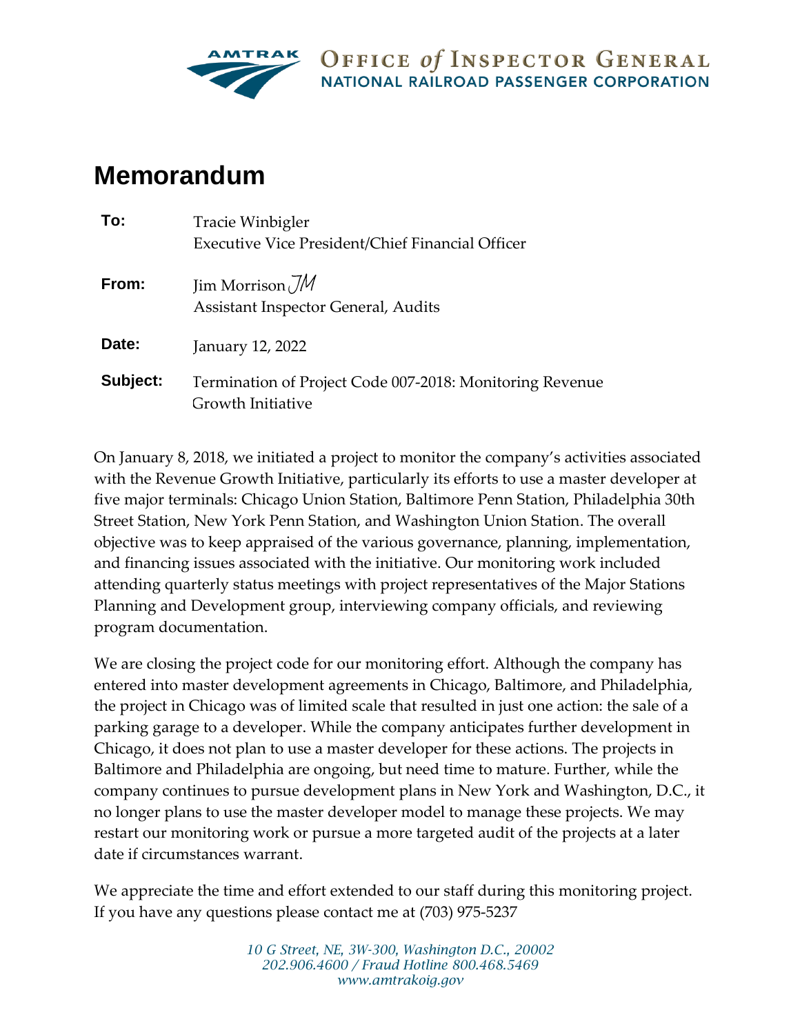AMTRAK OFFICE *of* INSPECTOR GENERAL
NATIONAL RAILROAD PASSENGER CORPORATION

# Memorandum

**To:** Tracie Winbigler
Executive Vice President/Chief Financial Officer

**From:** Jim Morrison JM
Assistant Inspector General, Audits

**Date:** January 12, 2022

**Subject:** Termination of Project Code 007-2018: Monitoring Revenue Growth Initiative

On January 8, 2018, we initiated a project to monitor the company's activities associated with the Revenue Growth Initiative, particularly its efforts to use a master developer at five major terminals: Chicago Union Station, Baltimore Penn Station, Philadelphia 30th Street Station, New York Penn Station, and Washington Union Station. The overall objective was to keep appraised of the various governance, planning, implementation, and financing issues associated with the initiative. Our monitoring work included attending quarterly status meetings with project representatives of the Major Stations Planning and Development group, interviewing company officials, and reviewing program documentation.

We are closing the project code for our monitoring effort. Although the company has entered into master development agreements in Chicago, Baltimore, and Philadelphia, the project in Chicago was of limited scale that resulted in just one action: the sale of a parking garage to a developer. While the company anticipates further development in Chicago, it does not plan to use a master developer for these actions. The projects in Baltimore and Philadelphia are ongoing, but need time to mature. Further, while the company continues to pursue development plans in New York and Washington, D.C., it no longer plans to use the master developer model to manage these projects. We may restart our monitoring work or pursue a more targeted audit of the projects at a later date if circumstances warrant.

We appreciate the time and effort extended to our staff during this monitoring project. If you have any questions please contact me at (703) 975-5237

*10 G Street, NE, 3W-300, Washington D.C., 20002*
*202.906.4600 / Fraud Hotline 800.468.5469*
*www.amtrakoig.gov*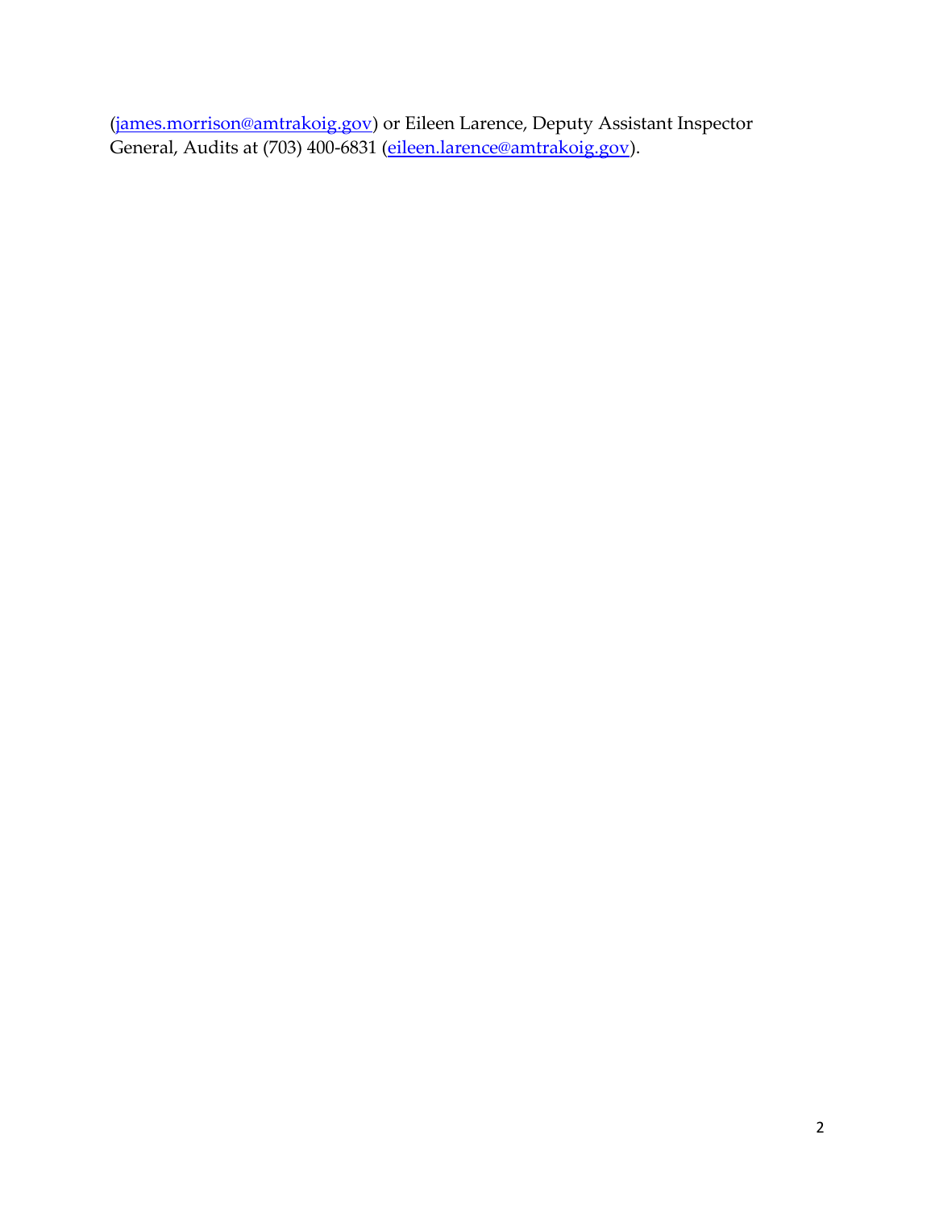(james.morrison@amtrakoig.gov) or Eileen Larence, Deputy Assistant Inspector General, Audits at (703) 400-6831 (eileen.larence@amtrakoig.gov).